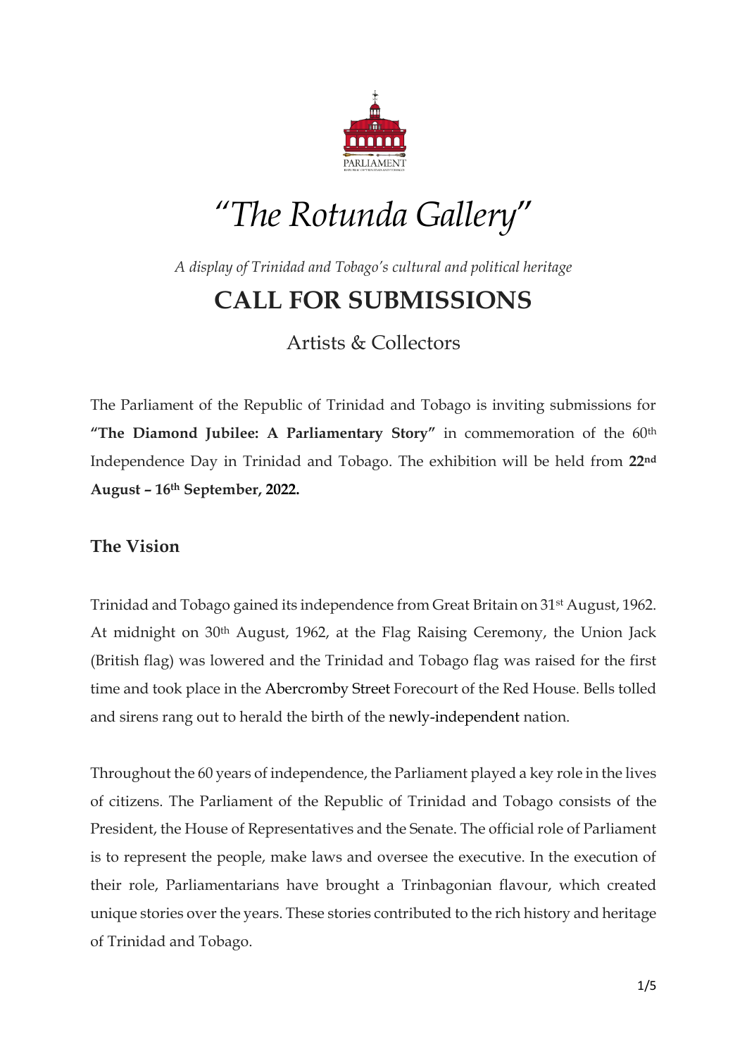PARLIAMENT

REPUBLIC OF TRINIDAD AND TOBAGO

# *"The Rotunda Gallery"*

*A display of Trinidad and Tobago's cultural and political heritage*

# CALL FOR SUBMISSIONS

## Artists & Collectors

The Parliament of the Republic of Trinidad and Tobago is inviting submissions for **"The Diamond Jubilee: A Parliamentary Story"** in commemoration of the 60th Independence Day in Trinidad and Tobago. The exhibition will be held from **22nd August – 16th September, 2022.**

### The Vision

Trinidad and Tobago gained its independence from Great Britain on 31st August, 1962. At midnight on 30th August, 1962, at the Flag Raising Ceremony, the Union Jack (British flag) was lowered and the Trinidad and Tobago flag was raised for the first time and took place in the Abercromby Street Forecourt of the Red House. Bells tolled and sirens rang out to herald the birth of the newly-independent nation.

Throughout the 60 years of independence, the Parliament played a key role in the lives of citizens. The Parliament of the Republic of Trinidad and Tobago consists of the President, the House of Representatives and the Senate. The official role of Parliament is to represent the people, make laws and oversee the executive. In the execution of their role, Parliamentarians have brought a Trinbagonian flavour, which created unique stories over the years. These stories contributed to the rich history and heritage of Trinidad and Tobago.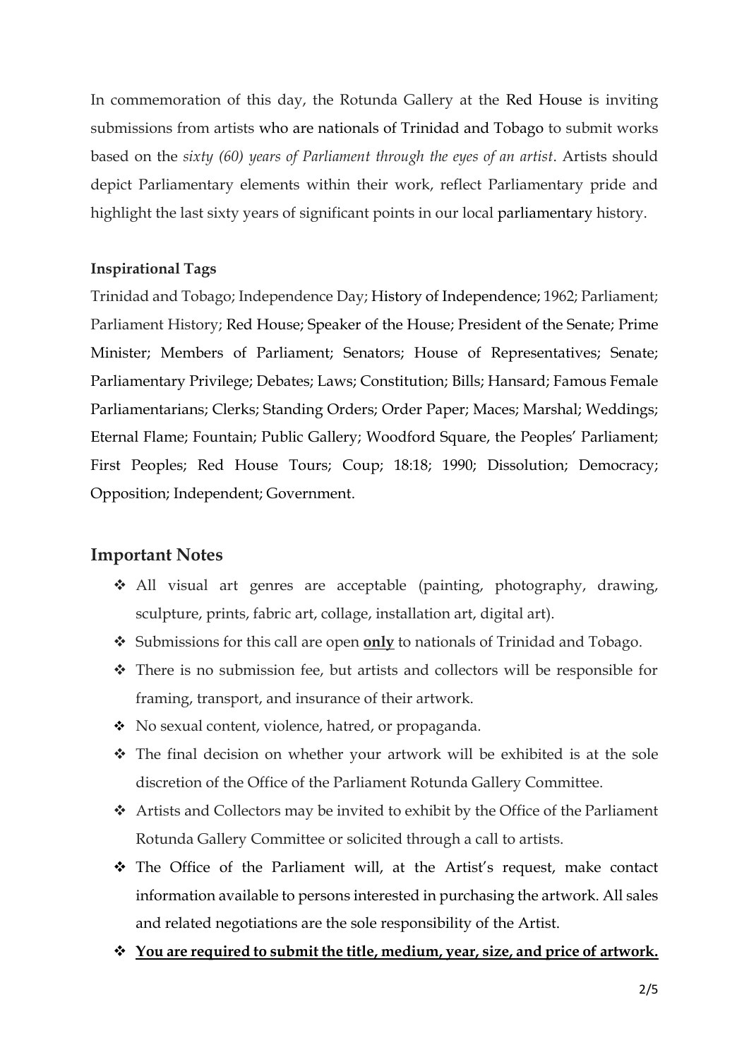In commemoration of this day, the Rotunda Gallery at the Red House is inviting submissions from artists who are nationals of Trinidad and Tobago to submit works based on the *sixty (60) years of Parliament through the eyes of an artist*. Artists should depict Parliamentary elements within their work, reflect Parliamentary pride and highlight the last sixty years of significant points in our local parliamentary history.

**Inspirational Tags**

Trinidad and Tobago; Independence Day; History of Independence; 1962; Parliament; Parliament History; Red House; Speaker of the House; President of the Senate; Prime Minister; Members of Parliament; Senators; House of Representatives; Senate; Parliamentary Privilege; Debates; Laws; Constitution; Bills; Hansard; Famous Female Parliamentarians; Clerks; Standing Orders; Order Paper; Maces; Marshal; Weddings; Eternal Flame; Fountain; Public Gallery; Woodford Square, the Peoples' Parliament; First Peoples; Red House Tours; Coup; 18:18; 1990; Dissolution; Democracy; Opposition; Independent; Government.

## Important Notes

- All visual art genres are acceptable (painting, photography, drawing, sculpture, prints, fabric art, collage, installation art, digital art).
- Submissions for this call are open **only** to nationals of Trinidad and Tobago.
- There is no submission fee, but artists and collectors will be responsible for framing, transport, and insurance of their artwork.
- No sexual content, violence, hatred, or propaganda.
- The final decision on whether your artwork will be exhibited is at the sole discretion of the Office of the Parliament Rotunda Gallery Committee.
- Artists and Collectors may be invited to exhibit by the Office of the Parliament Rotunda Gallery Committee or solicited through a call to artists.
- The Office of the Parliament will, at the Artist's request, make contact information available to persons interested in purchasing the artwork. All sales and related negotiations are the sole responsibility of the Artist.
- **You are required to submit the title, medium, year, size, and price of artwork.**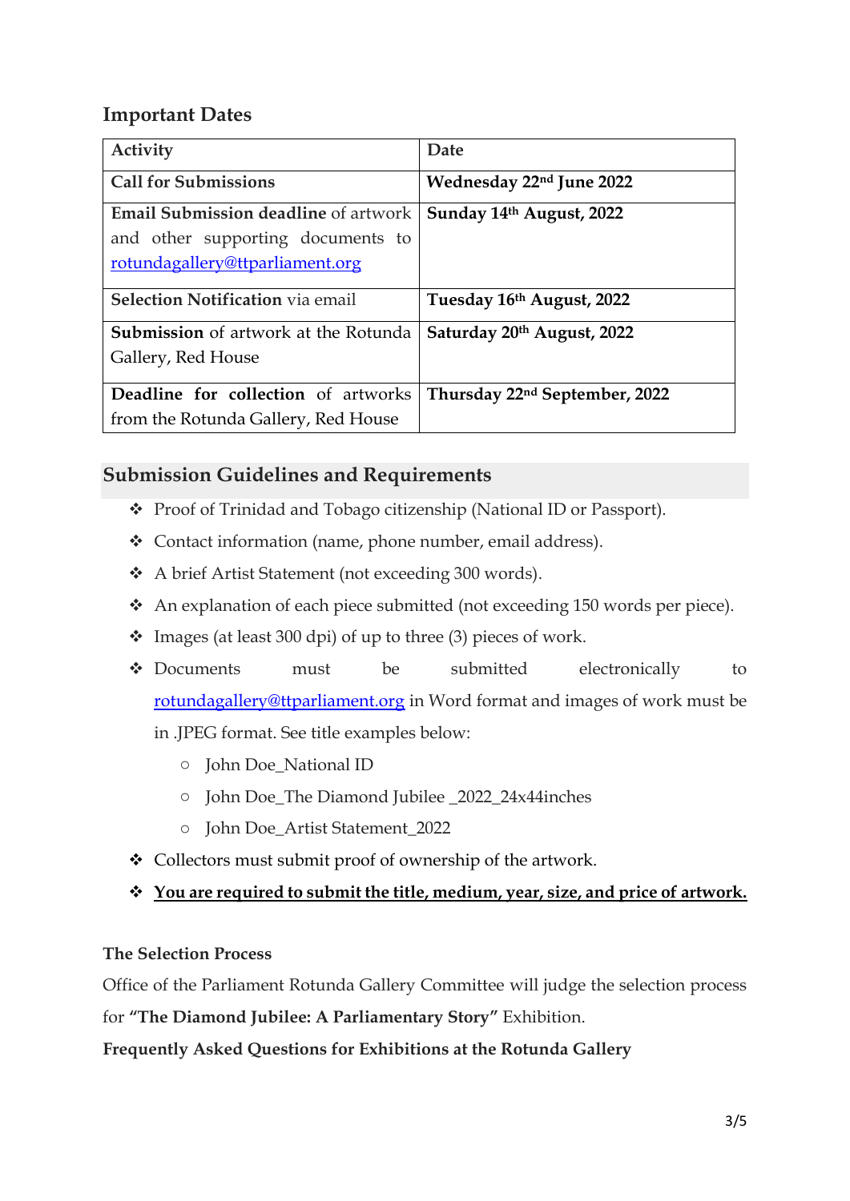## Important Dates

| Activity | Date |
| --- | --- |
| **Call for Submissions** | **Wednesday 22nd June 2022** |
| **Email Submission deadline** of artwork and other supporting documents to rotundagallery@ttparliament.org | **Sunday 14th August, 2022** |
| **Selection Notification** via email | **Tuesday 16th August, 2022** |
| **Submission** of artwork at the Rotunda Gallery, Red House | **Saturday 20th August, 2022** |
| **Deadline for collection** of artworks from the Rotunda Gallery, Red House | **Thursday 22nd September, 2022** |

## Submission Guidelines and Requirements

- Proof of Trinidad and Tobago citizenship (National ID or Passport).
- Contact information (name, phone number, email address).
- A brief Artist Statement (not exceeding 300 words).
- An explanation of each piece submitted (not exceeding 150 words per piece).
- Images (at least 300 dpi) of up to three (3) pieces of work.
- Documents must be submitted electronically to rotundagallery@ttparliament.org in Word format and images of work must be in .JPEG format. See title examples below:
  - John Doe_National ID
  - John Doe_The Diamond Jubilee _2022_24x44inches
  - John Doe_Artist Statement_2022
- Collectors must submit proof of ownership of the artwork.
- **You are required to submit the title, medium, year, size, and price of artwork.**

**The Selection Process**

Office of the Parliament Rotunda Gallery Committee will judge the selection process for **"The Diamond Jubilee: A Parliamentary Story"** Exhibition.

**Frequently Asked Questions for Exhibitions at the Rotunda Gallery**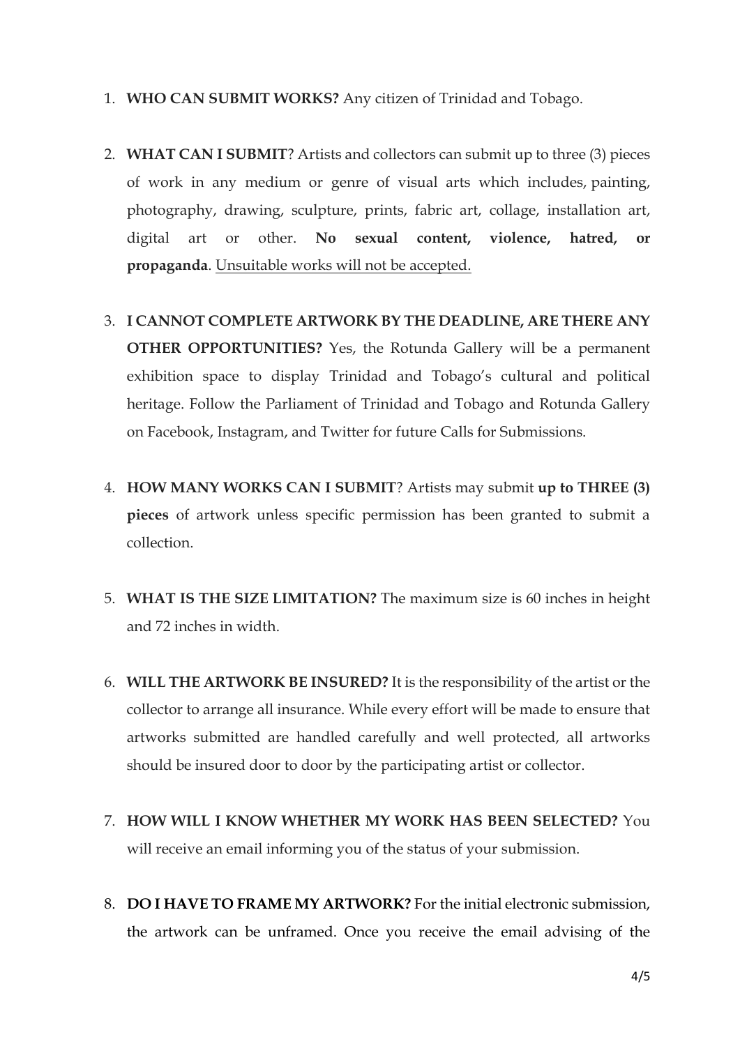1. **WHO CAN SUBMIT WORKS?** Any citizen of Trinidad and Tobago.

2. **WHAT CAN I SUBMIT**? Artists and collectors can submit up to three (3) pieces of work in any medium or genre of visual arts which includes, painting, photography, drawing, sculpture, prints, fabric art, collage, installation art, digital art or other. **No sexual content, violence, hatred, or propaganda**. <u>Unsuitable works will not be accepted.</u>

3. **I CANNOT COMPLETE ARTWORK BY THE DEADLINE, ARE THERE ANY OTHER OPPORTUNITIES?** Yes, the Rotunda Gallery will be a permanent exhibition space to display Trinidad and Tobago's cultural and political heritage. Follow the Parliament of Trinidad and Tobago and Rotunda Gallery on Facebook, Instagram, and Twitter for future Calls for Submissions.

4. **HOW MANY WORKS CAN I SUBMIT**? Artists may submit **up to THREE (3) pieces** of artwork unless specific permission has been granted to submit a collection.

5. **WHAT IS THE SIZE LIMITATION?** The maximum size is 60 inches in height and 72 inches in width.

6. **WILL THE ARTWORK BE INSURED?** It is the responsibility of the artist or the collector to arrange all insurance. While every effort will be made to ensure that artworks submitted are handled carefully and well protected, all artworks should be insured door to door by the participating artist or collector.

7. **HOW WILL I KNOW WHETHER MY WORK HAS BEEN SELECTED?** You will receive an email informing you of the status of your submission.

8. **DO I HAVE TO FRAME MY ARTWORK?** For the initial electronic submission, the artwork can be unframed. Once you receive the email advising of the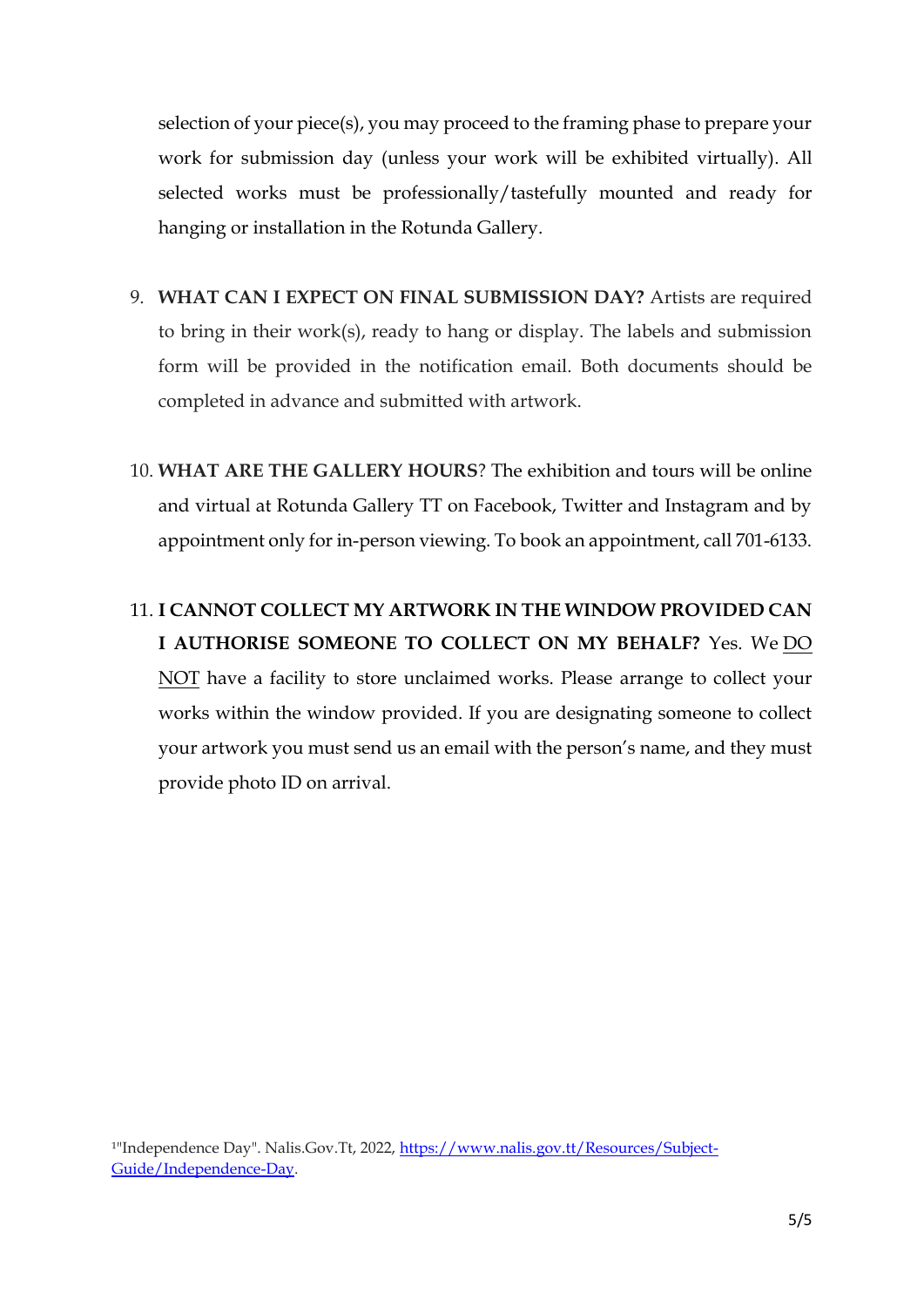selection of your piece(s), you may proceed to the framing phase to prepare your work for submission day (unless your work will be exhibited virtually). All selected works must be professionally/tastefully mounted and ready for hanging or installation in the Rotunda Gallery.

9. **WHAT CAN I EXPECT ON FINAL SUBMISSION DAY?** Artists are required to bring in their work(s), ready to hang or display. The labels and submission form will be provided in the notification email. Both documents should be completed in advance and submitted with artwork.

10. **WHAT ARE THE GALLERY HOURS**? The exhibition and tours will be online and virtual at Rotunda Gallery TT on Facebook, Twitter and Instagram and by appointment only for in-person viewing. To book an appointment, call 701-6133.

11. **I CANNOT COLLECT MY ARTWORK IN THE WINDOW PROVIDED CAN I AUTHORISE SOMEONE TO COLLECT ON MY BEHALF?** Yes. We DO NOT have a facility to store unclaimed works. Please arrange to collect your works within the window provided. If you are designating someone to collect your artwork you must send us an email with the person's name, and they must provide photo ID on arrival.

[1] "Independence Day". Nalis.Gov.Tt, 2022, [https://www.nalis.gov.tt/Resources/Subject-Guide/Independence-Day](https://www.nalis.gov.tt/Resources/Subject-Guide/Independence-Day).